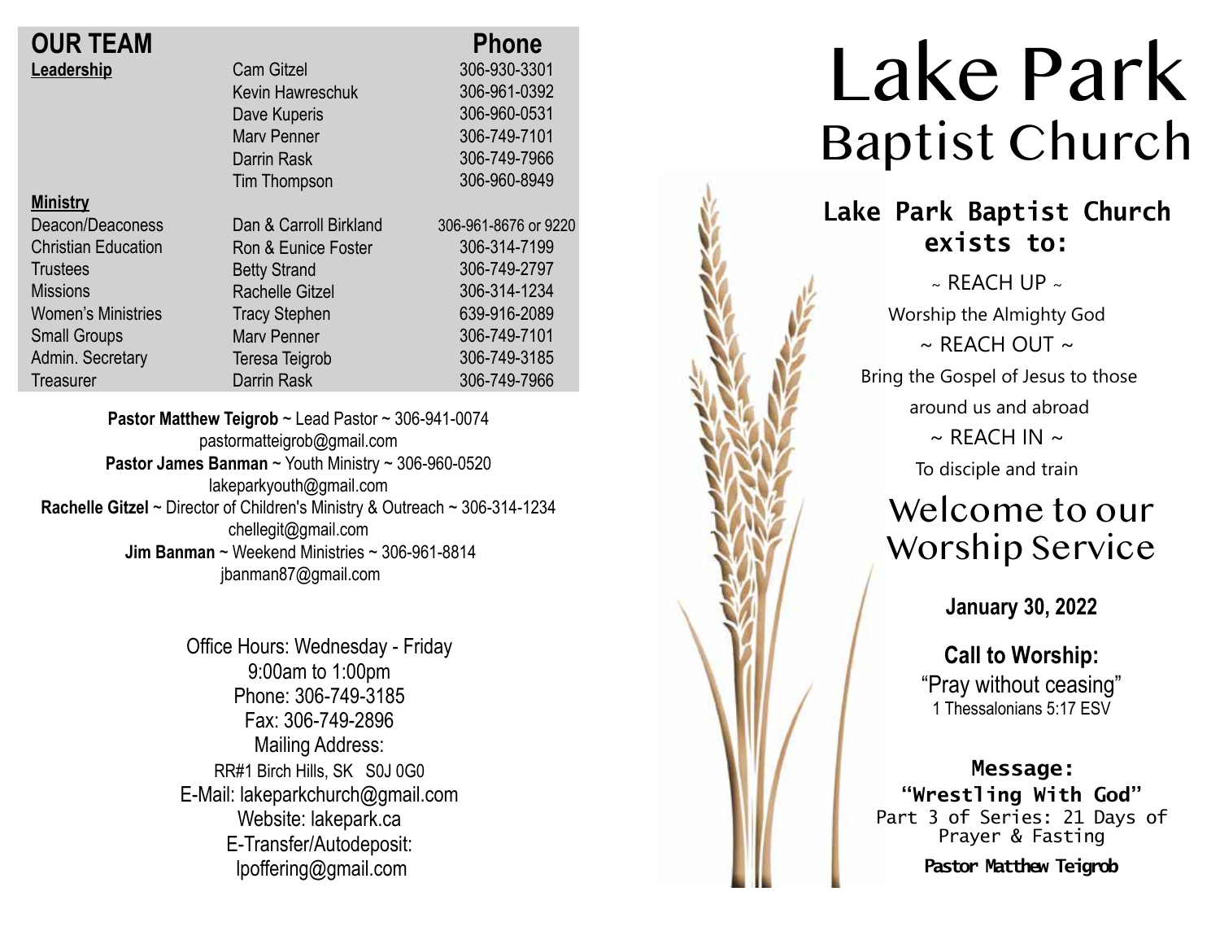## OUR TEAM

| | | Phone |
|---|---|---|
| **Leadership** | Cam Gitzel | 306-930-3301 |
| | Kevin Hawreschuk | 306-961-0392 |
| | Dave Kuperis | 306-960-0531 |
| | Marv Penner | 306-749-7101 |
| | Darrin Rask | 306-749-7966 |
| | Tim Thompson | 306-960-8949 |
| **Ministry** | | |
| Deacon/Deaconess | Dan & Carroll Birkland | 306-961-8676 or 9220 |
| Christian Education | Ron & Eunice Foster | 306-314-7199 |
| Trustees | Betty Strand | 306-749-2797 |
| Missions | Rachelle Gitzel | 306-314-1234 |
| Women's Ministries | Tracy Stephen | 639-916-2089 |
| Small Groups | Marv Penner | 306-749-7101 |
| Admin. Secretary | Teresa Teigrob | 306-749-3185 |
| Treasurer | Darrin Rask | 306-749-7966 |

**Pastor Matthew Teigrob** ~ Lead Pastor ~ 306-941-0074
pastormatteigrob@gmail.com
**Pastor James Banman** ~ Youth Ministry ~ 306-960-0520
lakeparkyouth@gmail.com
**Rachelle Gitzel** ~ Director of Children's Ministry & Outreach ~ 306-314-1234
chellegit@gmail.com
**Jim Banman** ~ Weekend Ministries ~ 306-961-8814
jbanman87@gmail.com

Office Hours: Wednesday - Friday
9:00am to 1:00pm
Phone: 306-749-3185
Fax: 306-749-2896
Mailing Address:
RR#1 Birch Hills, SK S0J 0G0
E-Mail: lakeparkchurch@gmail.com
Website: lakepark.ca
E-Transfer/Autodeposit:
lpoffering@gmail.com

# Lake Park
# Baptist Church

## Lake Park Baptist Church exists to:

~ REACH UP ~
Worship the Almighty God
~ REACH OUT ~
Bring the Gospel of Jesus to those around us and abroad
~ REACH IN ~
To disciple and train

## Welcome to our Worship Service

**January 30, 2022**

**Call to Worship:**
"Pray without ceasing"
1 Thessalonians 5:17 ESV

**Message:**
**"Wrestling With God"**
Part 3 of Series: 21 Days of Prayer & Fasting

**Pastor Matthew Teigrob**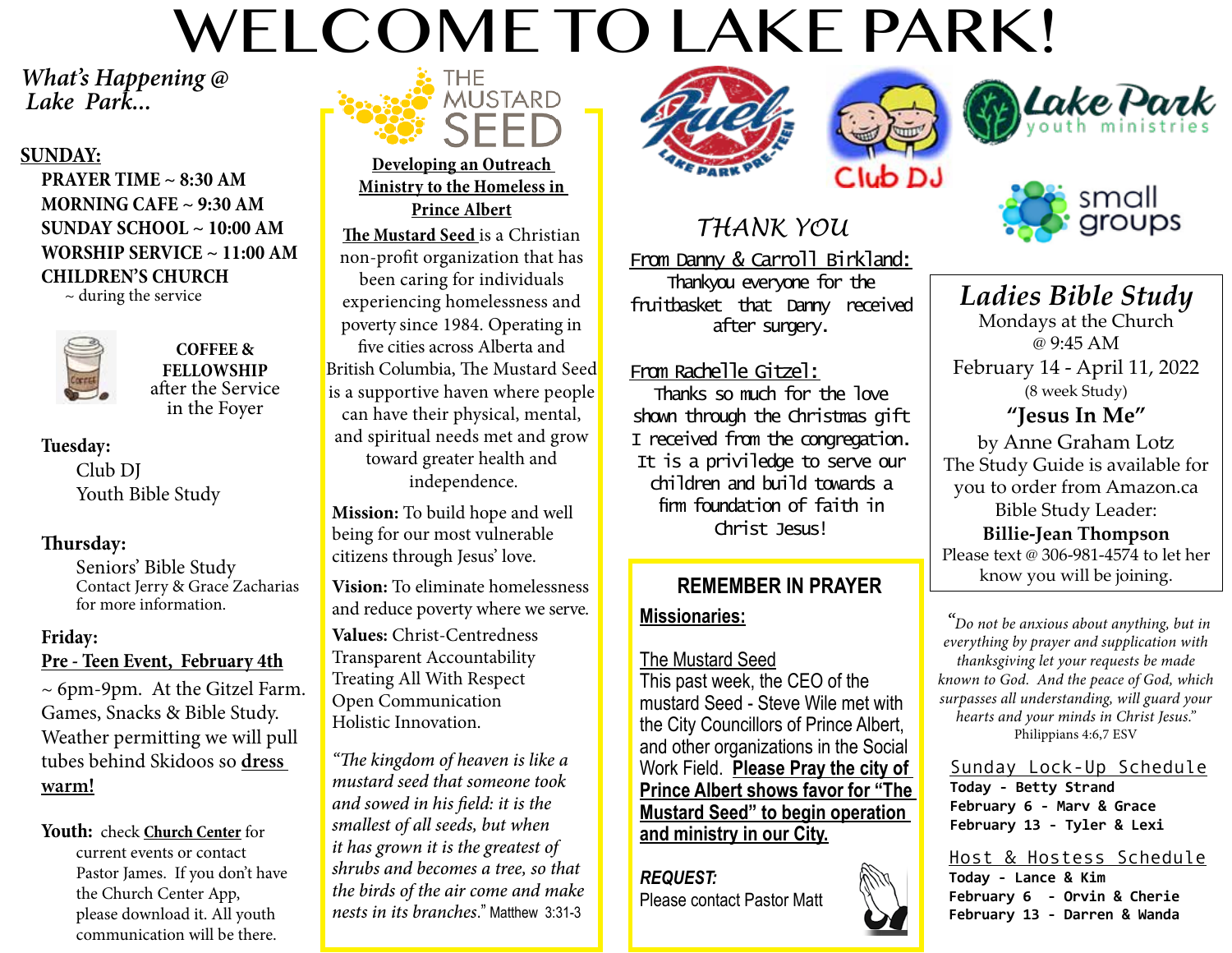# WELCOME TO LAKE PARK!

*What's Happening @ Lake Park...*

**SUNDAY:**

**PRAYER TIME ~ 8:30 AM**
**MORNING CAFE ~ 9:30 AM**
**SUNDAY SCHOOL ~ 10:00 AM**
**WORSHIP SERVICE ~ 11:00 AM**
**CHILDREN'S CHURCH**
~ during the service

**COFFEE & FELLOWSHIP**
after the Service in the Foyer

**Tuesday:**
Club DJ
Youth Bible Study

**Thursday:**
Seniors' Bible Study
Contact Jerry & Grace Zacharias for more information.

**Friday:**
**Pre - Teen Event, February 4th**
~ 6pm-9pm. At the Gitzel Farm. Games, Snacks & Bible Study. Weather permitting we will pull tubes behind Skidoos so **dress warm!**

**Youth:** check **Church Center** for current events or contact Pastor James. If you don't have the Church Center App, please download it. All youth communication will be there.

## THE MUSTARD SEED

**Developing an Outreach Ministry to the Homeless in Prince Albert**

**The Mustard Seed** is a Christian non-profit organization that has been caring for individuals experiencing homelessness and poverty since 1984. Operating in five cities across Alberta and British Columbia, The Mustard Seed is a supportive haven where people can have their physical, mental, and spiritual needs met and grow toward greater health and independence.

**Mission:** To build hope and well being for our most vulnerable citizens through Jesus' love.

**Vision:** To eliminate homelessness and reduce poverty where we serve.

**Values:** Christ-Centredness
Transparent Accountability
Treating All With Respect
Open Communication
Holistic Innovation.

*"The kingdom of heaven is like a mustard seed that someone took and sowed in his field: it is the smallest of all seeds, but when it has grown it is the greatest of shrubs and becomes a tree, so that the birds of the air come and make nests in its branches."* Matthew 3:31-3

Fuel Lake Park Pre-Teen | Club DJ | Lake Park youth ministries | small groups

## THANK YOU

**From Danny & Carroll Birkland:**
Thankyou everyone for the fruitbasket that Danny received after surgery.

**From Rachelle Gitzel:**
Thanks so much for the love shown through the Christmas gift I received from the congregation. It is a priviledge to serve our children and build towards a firm foundation of faith in Christ Jesus!

## REMEMBER IN PRAYER

**Missionaries:**

The Mustard Seed
This past week, the CEO of the mustard Seed - Steve Wile met with the City Councillors of Prince Albert, and other organizations in the Social Work Field. **Please Pray the city of Prince Albert shows favor for "The Mustard Seed" to begin operation and ministry in our City.**

***REQUEST:***
Please contact Pastor Matt

## *Ladies Bible Study*

Mondays at the Church
@ 9:45 AM
February 14 - April 11, 2022
(8 week Study)
**"Jesus In Me"**
by Anne Graham Lotz
The Study Guide is available for you to order from Amazon.ca
Bible Study Leader:
**Billie-Jean Thompson**
Please text @ 306-981-4574 to let her know you will be joining.

*"Do not be anxious about anything, but in everything by prayer and supplication with thanksgiving let your requests be made known to God. And the peace of God, which surpasses all understanding, will guard your hearts and your minds in Christ Jesus."* Philippians 4:6,7 ESV

**Sunday Lock-Up Schedule**
**Today - Betty Strand**
**February 6 - Marv & Grace**
**February 13 - Tyler & Lexi**

**Host & Hostess Schedule**
**Today - Lance & Kim**
**February 6 - Orvin & Cherie**
**February 13 - Darren & Wanda**